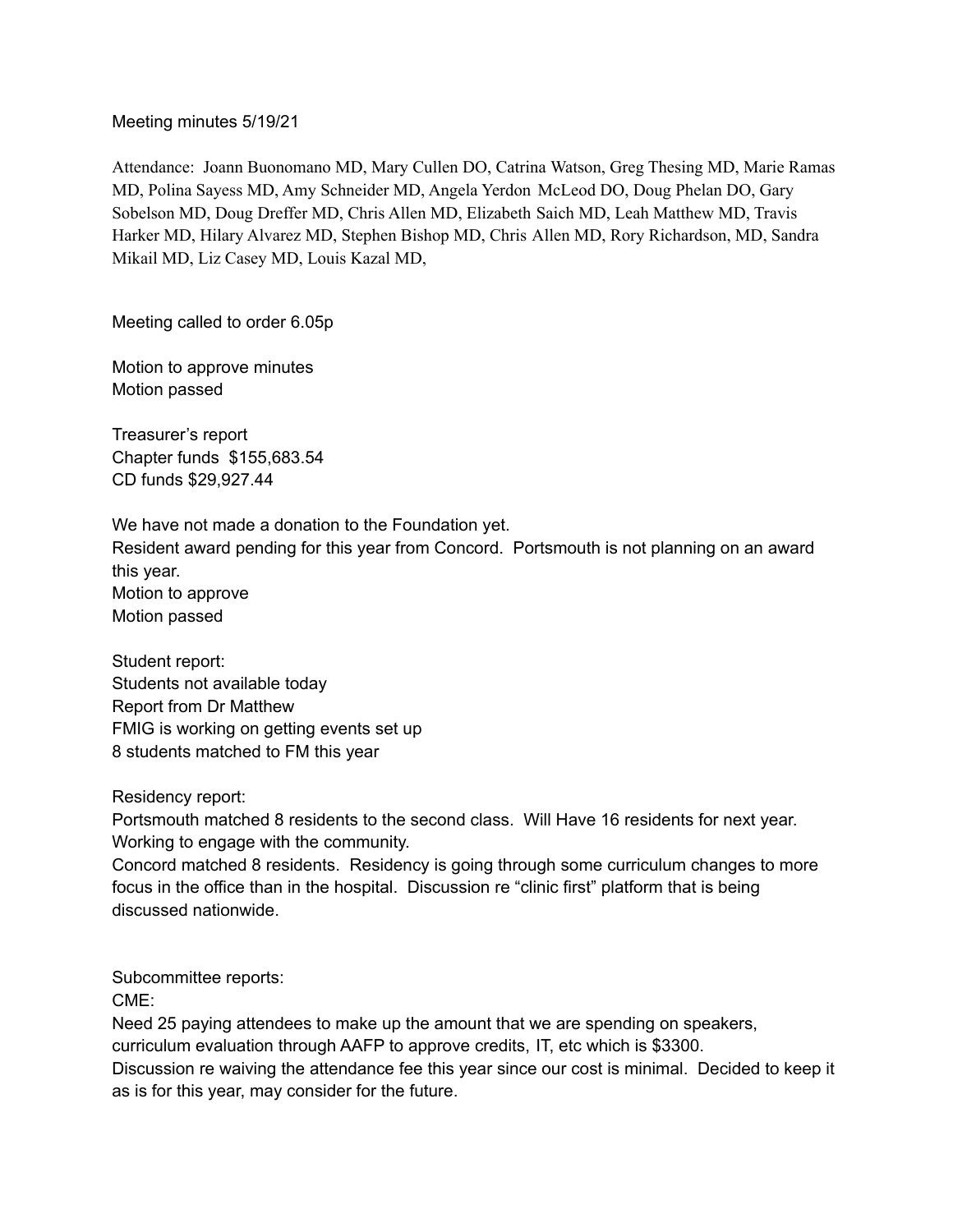Meeting minutes 5/19/21

Attendance: Joann Buonomano MD, Mary Cullen DO, Catrina Watson, Greg Thesing MD, Marie Ramas MD, Polina Sayess MD, Amy Schneider MD, Angela Yerdon McLeod DO, Doug Phelan DO, Gary Sobelson MD, Doug Dreffer MD, Chris Allen MD, Elizabeth Saich MD, Leah Matthew MD, Travis Harker MD, Hilary Alvarez MD, Stephen Bishop MD, Chris Allen MD, Rory Richardson, MD, Sandra Mikail MD, Liz Casey MD, Louis Kazal MD,

Meeting called to order 6.05p

Motion to approve minutes
Motion passed

Treasurer's report
Chapter funds $155,683.54
CD funds $29,927.44

We have not made a donation to the Foundation yet.
Resident award pending for this year from Concord. Portsmouth is not planning on an award this year.
Motion to approve
Motion passed

Student report:
Students not available today
Report from Dr Matthew
FMIG is working on getting events set up
8 students matched to FM this year

Residency report:
Portsmouth matched 8 residents to the second class. Will Have 16 residents for next year. Working to engage with the community.
Concord matched 8 residents. Residency is going through some curriculum changes to more focus in the office than in the hospital. Discussion re "clinic first" platform that is being discussed nationwide.

Subcommittee reports:
CME:
Need 25 paying attendees to make up the amount that we are spending on speakers, curriculum evaluation through AAFP to approve credits, IT, etc which is $3300.
Discussion re waiving the attendance fee this year since our cost is minimal. Decided to keep it as is for this year, may consider for the future.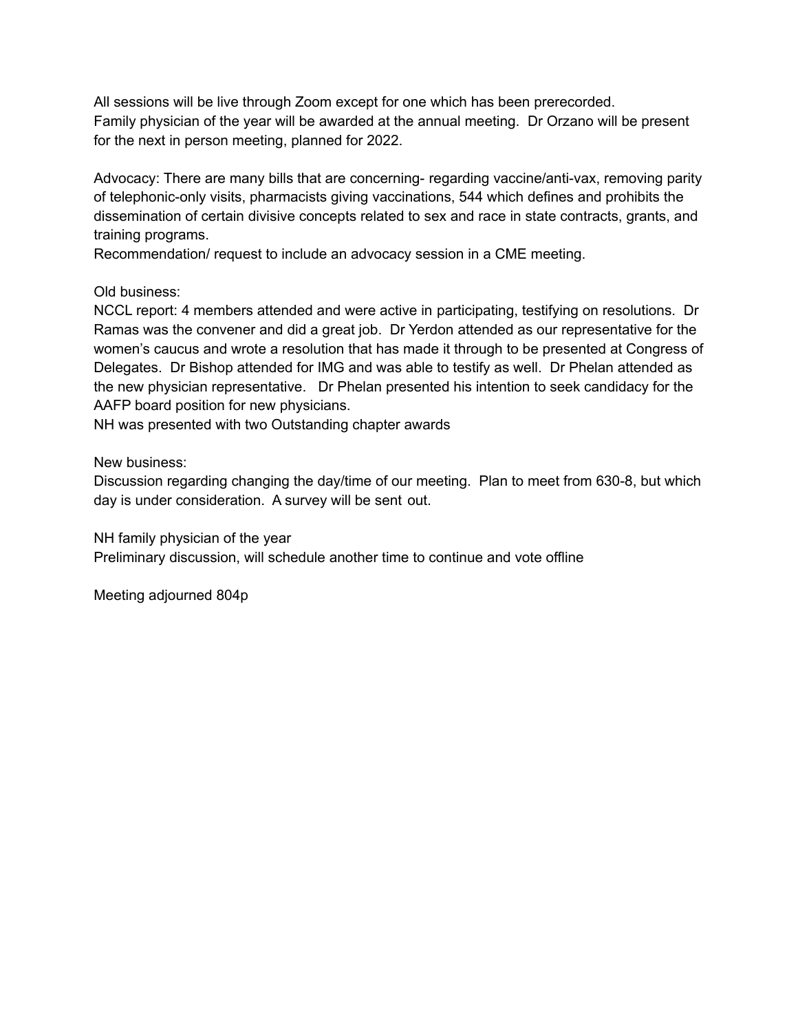All sessions will be live through Zoom except for one which has been prerecorded.
Family physician of the year will be awarded at the annual meeting. Dr Orzano will be present for the next in person meeting, planned for 2022.

Advocacy: There are many bills that are concerning- regarding vaccine/anti-vax, removing parity of telephonic-only visits, pharmacists giving vaccinations, 544 which defines and prohibits the dissemination of certain divisive concepts related to sex and race in state contracts, grants, and training programs.
Recommendation/ request to include an advocacy session in a CME meeting.

Old business:
NCCL report: 4 members attended and were active in participating, testifying on resolutions. Dr Ramas was the convener and did a great job. Dr Yerdon attended as our representative for the women's caucus and wrote a resolution that has made it through to be presented at Congress of Delegates. Dr Bishop attended for IMG and was able to testify as well. Dr Phelan attended as the new physician representative. Dr Phelan presented his intention to seek candidacy for the AAFP board position for new physicians.
NH was presented with two Outstanding chapter awards

New business:
Discussion regarding changing the day/time of our meeting. Plan to meet from 630-8, but which day is under consideration. A survey will be sent out.

NH family physician of the year
Preliminary discussion, will schedule another time to continue and vote offline

Meeting adjourned 804p